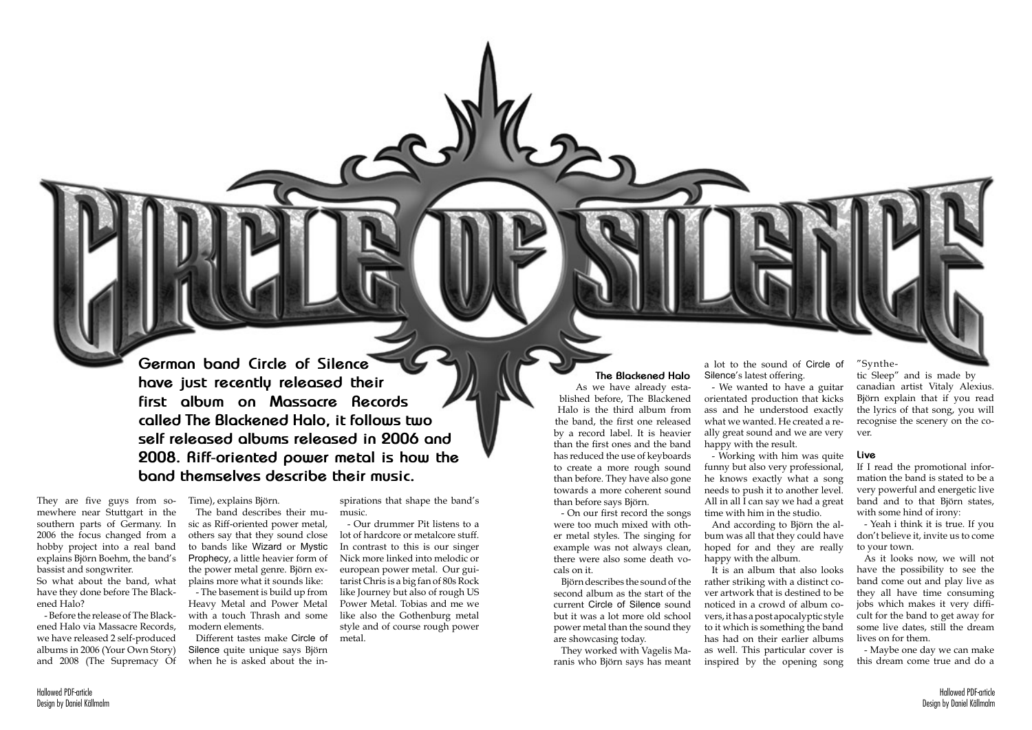# Circle of Silence

**German band Circle of Silence have just recently released their first album on Massacre Records called The Blackened Halo, it follows two self released albums released in 2006 and 2008. Riff-oriented power metal is how the band themselves describe their music.**

They are five guys from somewhere near Stuttgart in the southern parts of Germany. In 2006 the focus changed from a hobby project into a real band explains Björn Boehm, the band's bassist and songwriter.

So what about the band, what have they done before The Blackened Halo?

- Before the release of The Blackened Halo via Massacre Records, we have released 2 self-produced albums in 2006 (Your Own Story) and 2008 (The Supremacy Of Time), explains Björn.

The band describes their music as Riff-oriented power metal, others say that they sound close to bands like Wizard or Mystic Prophecy, a little heavier form of the power metal genre. Björn explains more what it sounds like:

- The basement is build up from Heavy Metal and Power Metal with a touch Thrash and some modern elements.

Different tastes make Circle of Silence quite unique says Björn when he is asked about the inspirations that shape the band's music.

- Our drummer Pit listens to a lot of hardcore or metalcore stuff. In contrast to this is our singer Nick more linked into melodic or european power metal. Our guitarist Chris is a big fan of 80s Rock like Journey but also of rough US Power Metal. Tobias and me we like also the Gothenburg metal style and of course rough power metal.

### The Blackened Halo

As we have already established before, The Blackened Halo is the third album from the band, the first one released by a record label. It is heavier than the first ones and the band has reduced the use of keyboards to create a more rough sound than before. They have also gone towards a more coherent sound than before says Björn.

- On our first record the songs were too much mixed with other metal styles. The singing for example was not always clean, there were also some death vocals on it.

Björn describes the sound of the second album as the start of the current Circle of Silence sound but it was a lot more old school power metal than the sound they are showcasing today.

They worked with Vagelis Maranis who Björn says has meant a lot to the sound of Circle of Silence's latest offering.

- We wanted to have a guitar orientated production that kicks ass and he understood exactly what we wanted. He created a really great sound and we are very happy with the result.

- Working with him was quite funny but also very professional, he knows exactly what a song needs to push it to another level. All in all I can say we had a great time with him in the studio.

And according to Björn the album was all that they could have hoped for and they are really happy with the album.

It is an album that also looks rather striking with a distinct cover artwork that is destined to be noticed in a crowd of album covers, it has a post apocalyptic style to it which is something the band has had on their earlier albums as well. This particular cover is inspired by the opening song "Synthetic Sleep" and is made by canadian artist Vitaly Alexius. Björn explain that if you read the lyrics of that song, you will recognise the scenery on the cover.

### Live

If I read the promotional information the band is stated to be a very powerful and energetic live band and to that Björn states, with some hind of irony:

- Yeah i think it is true. If you don't believe it, invite us to come to your town.

As it looks now, we will not have the possibility to see the band come out and play live as they all have time consuming jobs which makes it very difficult for the band to get away for some live dates, still the dream lives on for them.

- Maybe one day we can make this dream come true and do a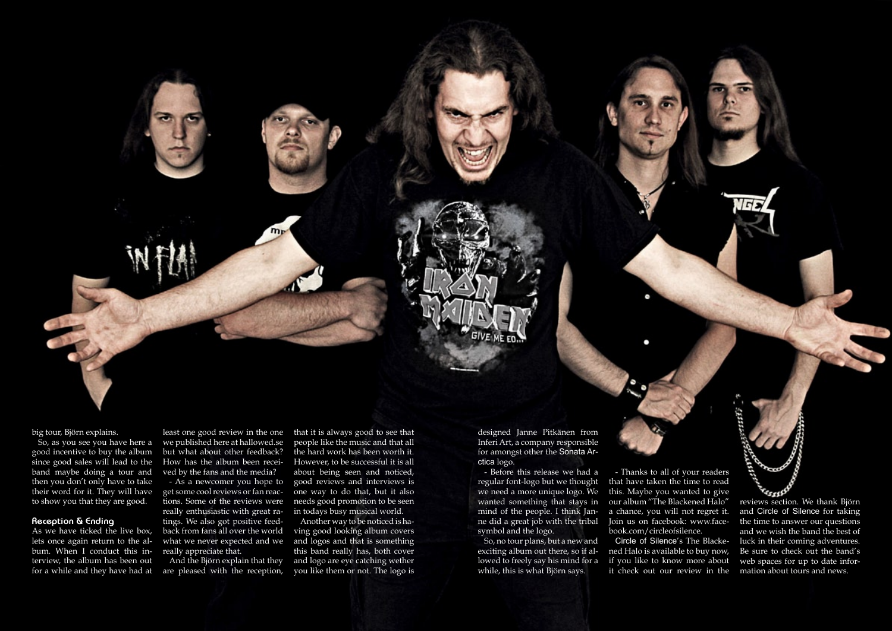big tour, Björn explains.

So, as you see you have here a good incentive to buy the album since good sales will lead to the band maybe doing a tour and then you don't only have to take their word for it. They will have to show you that they are good.

### Reception & Ending

As we have ticked the live box, lets once again return to the album. When I conduct this interview, the album has been out for a while and they have had at least one good review in the one we published here at hallowed.se but what about other feedback? How has the album been received by the fans and the media?

- As a newcomer you hope to get some cool reviews or fan reactions. Some of the reviews were really enthusiastic with great ratings. We also got positive feedback from fans all over the world what we never expected and we really appreciate that.

And the Björn explain that they are pleased with the reception, that it is always good to see that people like the music and that all the hard work has been worth it. However, to be successful it is all about being seen and noticed, good reviews and interviews is one way to do that, but it also needs good promotion to be seen in todays busy musical world.

Another way to be noticed is having good looking album covers and logos and that is something this band really has, both cover and logo are eye catching wether you like them or not. The logo is designed Janne Pitkänen from Inferi Art, a company responsible for amongst other the Sonata Arctica logo.

- Before this release we had a regular font-logo but we thought we need a more unique logo. We wanted something that stays in mind of the people. I think Janne did a great job with the tribal symbol and the logo.

So, no tour plans, but a new and exciting album out there, so if allowed to freely say his mind for a while, this is what Björn says.

- Thanks to all of your readers that have taken the time to read this. Maybe you wanted to give our album "The Blackened Halo" a chance, you will not regret it. Join us on facebook: www.facebook.com/circleofsilence.

Circle of Silence's The Blackened Halo is available to buy now, if you like to know more about it check out our review in the reviews section. We thank Björn and Circle of Silence for taking the time to answer our questions and we wish the band the best of luck in their coming adventures. Be sure to check out the band's web spaces for up to date information about tours and news.